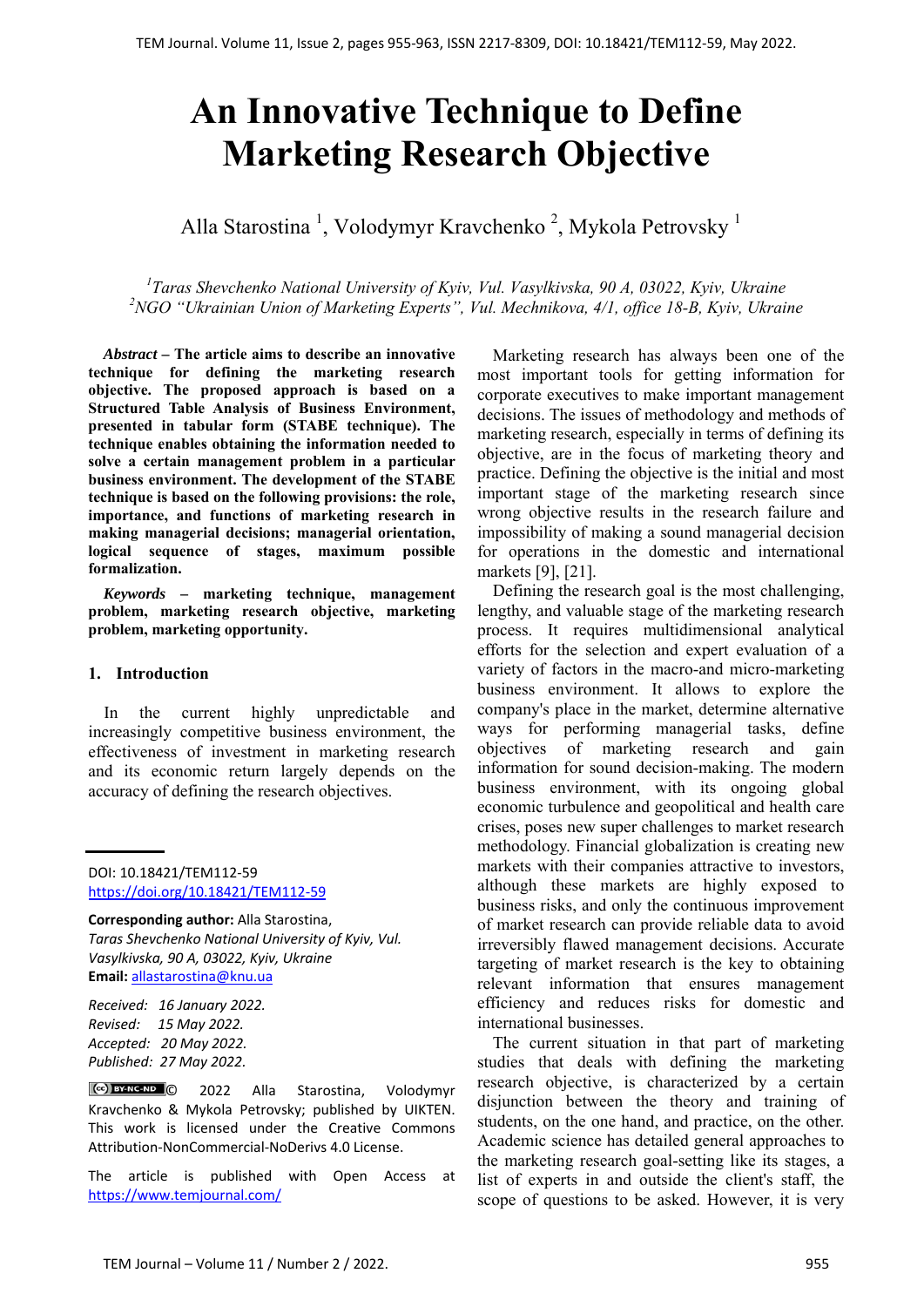# An Innovative Technique to Define Marketing Research Objective

Alla Starostina [1], Volodymyr Kravchenko [2], Mykola Petrovsky [1]

[1]*Taras Shevchenko National University of Kyiv, Vul. Vasylkivska, 90 A, 03022, Kyiv, Ukraine*
[2]*NGO "Ukrainian Union of Marketing Experts", Vul. Mechnikova, 4/1, office 18-B, Kyiv, Ukraine*

***Abstract* – The article aims to describe an innovative technique for defining the marketing research objective. The proposed approach is based on a Structured Table Analysis of Business Environment, presented in tabular form (STABE technique). The technique enables obtaining the information needed to solve a certain management problem in a particular business environment. The development of the STABE technique is based on the following provisions: the role, importance, and functions of marketing research in making managerial decisions; managerial orientation, logical sequence of stages, maximum possible formalization.**

***Keywords* – marketing technique, management problem, marketing research objective, marketing problem, marketing opportunity.**

## 1. Introduction

In the current highly unpredictable and increasingly competitive business environment, the effectiveness of investment in marketing research and its economic return largely depends on the accuracy of defining the research objectives.

DOI: 10.18421/TEM112-59
https://doi.org/10.18421/TEM112-59

**Corresponding author:** Alla Starostina,
*Taras Shevchenko National University of Kyiv, Vul. Vasylkivska, 90 A, 03022, Kyiv, Ukraine*
**Email:** allastarostina@knu.ua

*Received: 16 January 2022.*
*Revised: 15 May 2022.*
*Accepted: 20 May 2022.*
*Published: 27 May 2022.*

© 2022 Alla Starostina, Volodymyr Kravchenko & Mykola Petrovsky; published by UIKTEN. This work is licensed under the Creative Commons Attribution-NonCommercial-NoDerivs 4.0 License.

The article is published with Open Access at https://www.temjournal.com/

Marketing research has always been one of the most important tools for getting information for corporate executives to make important management decisions. The issues of methodology and methods of marketing research, especially in terms of defining its objective, are in the focus of marketing theory and practice. Defining the objective is the initial and most important stage of the marketing research since wrong objective results in the research failure and impossibility of making a sound managerial decision for operations in the domestic and international markets [9], [21].

Defining the research goal is the most challenging, lengthy, and valuable stage of the marketing research process. It requires multidimensional analytical efforts for the selection and expert evaluation of a variety of factors in the macro-and micro-marketing business environment. It allows to explore the company's place in the market, determine alternative ways for performing managerial tasks, define objectives of marketing research and gain information for sound decision-making. The modern business environment, with its ongoing global economic turbulence and geopolitical and health care crises, poses new super challenges to market research methodology. Financial globalization is creating new markets with their companies attractive to investors, although these markets are highly exposed to business risks, and only the continuous improvement of market research can provide reliable data to avoid irreversibly flawed management decisions. Accurate targeting of market research is the key to obtaining relevant information that ensures management efficiency and reduces risks for domestic and international businesses.

The current situation in that part of marketing studies that deals with defining the marketing research objective, is characterized by a certain disjunction between the theory and training of students, on the one hand, and practice, on the other. Academic science has detailed general approaches to the marketing research goal-setting like its stages, a list of experts in and outside the client's staff, the scope of questions to be asked. However, it is very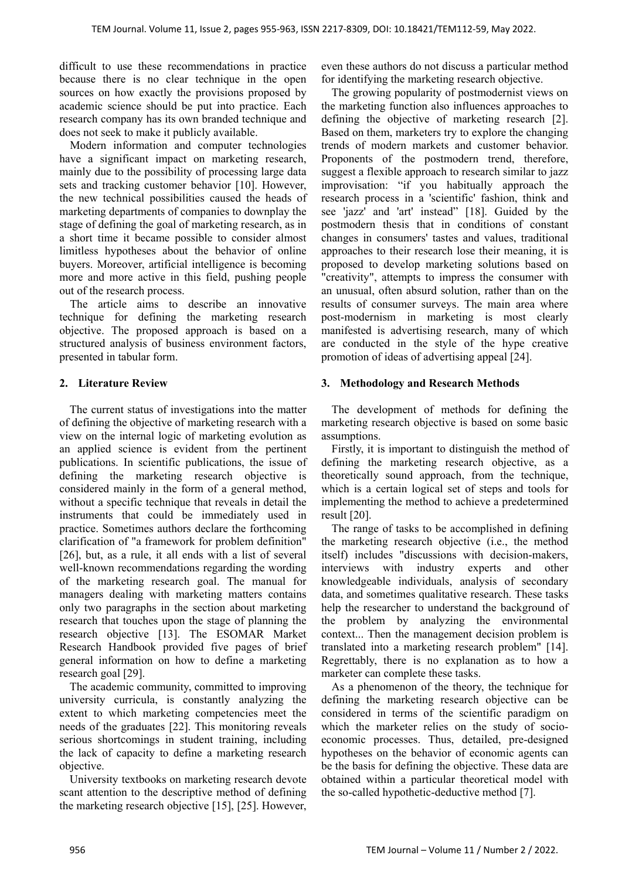difficult to use these recommendations in practice because there is no clear technique in the open sources on how exactly the provisions proposed by academic science should be put into practice. Each research company has its own branded technique and does not seek to make it publicly available.

Modern information and computer technologies have a significant impact on marketing research, mainly due to the possibility of processing large data sets and tracking customer behavior [10]. However, the new technical possibilities caused the heads of marketing departments of companies to downplay the stage of defining the goal of marketing research, as in a short time it became possible to consider almost limitless hypotheses about the behavior of online buyers. Moreover, artificial intelligence is becoming more and more active in this field, pushing people out of the research process.

The article aims to describe an innovative technique for defining the marketing research objective. The proposed approach is based on a structured analysis of business environment factors, presented in tabular form.

## 2. Literature Review

The current status of investigations into the matter of defining the objective of marketing research with a view on the internal logic of marketing evolution as an applied science is evident from the pertinent publications. In scientific publications, the issue of defining the marketing research objective is considered mainly in the form of a general method, without a specific technique that reveals in detail the instruments that could be immediately used in practice. Sometimes authors declare the forthcoming clarification of "a framework for problem definition" [26], but, as a rule, it all ends with a list of several well-known recommendations regarding the wording of the marketing research goal. The manual for managers dealing with marketing matters contains only two paragraphs in the section about marketing research that touches upon the stage of planning the research objective [13]. The ESOMAR Market Research Handbook provided five pages of brief general information on how to define a marketing research goal [29].

The academic community, committed to improving university curricula, is constantly analyzing the extent to which marketing competencies meet the needs of the graduates [22]. This monitoring reveals serious shortcomings in student training, including the lack of capacity to define a marketing research objective.

University textbooks on marketing research devote scant attention to the descriptive method of defining the marketing research objective [15], [25]. However, even these authors do not discuss a particular method for identifying the marketing research objective.

The growing popularity of postmodernist views on the marketing function also influences approaches to defining the objective of marketing research [2]. Based on them, marketers try to explore the changing trends of modern markets and customer behavior. Proponents of the postmodern trend, therefore, suggest a flexible approach to research similar to jazz improvisation: "if you habitually approach the research process in a 'scientific' fashion, think and see 'jazz' and 'art' instead" [18]. Guided by the postmodern thesis that in conditions of constant changes in consumers' tastes and values, traditional approaches to their research lose their meaning, it is proposed to develop marketing solutions based on "creativity", attempts to impress the consumer with an unusual, often absurd solution, rather than on the results of consumer surveys. The main area where post-modernism in marketing is most clearly manifested is advertising research, many of which are conducted in the style of the hype creative promotion of ideas of advertising appeal [24].

## 3. Methodology and Research Methods

The development of methods for defining the marketing research objective is based on some basic assumptions.

Firstly, it is important to distinguish the method of defining the marketing research objective, as a theoretically sound approach, from the technique, which is a certain logical set of steps and tools for implementing the method to achieve a predetermined result [20].

The range of tasks to be accomplished in defining the marketing research objective (i.e., the method itself) includes "discussions with decision-makers, interviews with industry experts and other knowledgeable individuals, analysis of secondary data, and sometimes qualitative research. These tasks help the researcher to understand the background of the problem by analyzing the environmental context... Then the management decision problem is translated into a marketing research problem" [14]. Regrettably, there is no explanation as to how a marketer can complete these tasks.

As a phenomenon of the theory, the technique for defining the marketing research objective can be considered in terms of the scientific paradigm on which the marketer relies on the study of socio-economic processes. Thus, detailed, pre-designed hypotheses on the behavior of economic agents can be the basis for defining the objective. These data are obtained within a particular theoretical model with the so-called hypothetic-deductive method [7].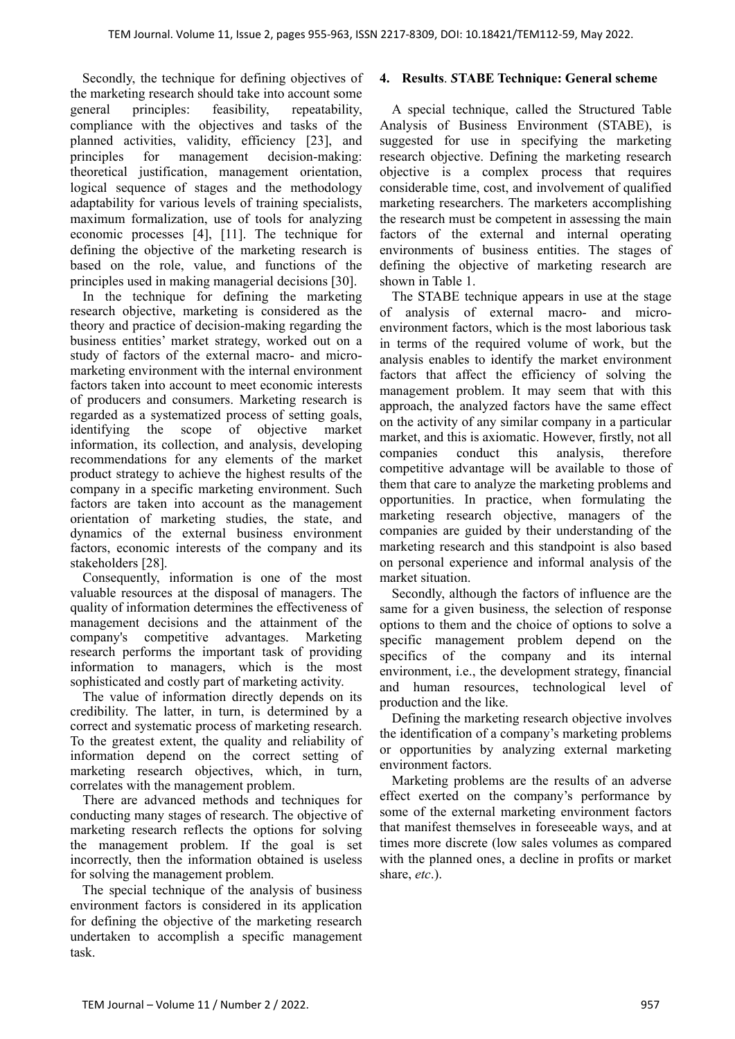Secondly, the technique for defining objectives of the marketing research should take into account some general principles: feasibility, repeatability, compliance with the objectives and tasks of the planned activities, validity, efficiency [23], and principles for management decision-making: theoretical justification, management orientation, logical sequence of stages and the methodology adaptability for various levels of training specialists, maximum formalization, use of tools for analyzing economic processes [4], [11]. The technique for defining the objective of the marketing research is based on the role, value, and functions of the principles used in making managerial decisions [30].

In the technique for defining the marketing research objective, marketing is considered as the theory and practice of decision-making regarding the business entities' market strategy, worked out on a study of factors of the external macro- and micro-marketing environment with the internal environment factors taken into account to meet economic interests of producers and consumers. Marketing research is regarded as a systematized process of setting goals, identifying the scope of objective market information, its collection, and analysis, developing recommendations for any elements of the market product strategy to achieve the highest results of the company in a specific marketing environment. Such factors are taken into account as the management orientation of marketing studies, the state, and dynamics of the external business environment factors, economic interests of the company and its stakeholders [28].

Consequently, information is one of the most valuable resources at the disposal of managers. The quality of information determines the effectiveness of management decisions and the attainment of the company's competitive advantages. Marketing research performs the important task of providing information to managers, which is the most sophisticated and costly part of marketing activity.

The value of information directly depends on its credibility. The latter, in turn, is determined by a correct and systematic process of marketing research. To the greatest extent, the quality and reliability of information depend on the correct setting of marketing research objectives, which, in turn, correlates with the management problem.

There are advanced methods and techniques for conducting many stages of research. The objective of marketing research reflects the options for solving the management problem. If the goal is set incorrectly, then the information obtained is useless for solving the management problem.

The special technique of the analysis of business environment factors is considered in its application for defining the objective of the marketing research undertaken to accomplish a specific management task.

## 4. Results. *STABE* Technique: General scheme

A special technique, called the Structured Table Analysis of Business Environment (STABE), is suggested for use in specifying the marketing research objective. Defining the marketing research objective is a complex process that requires considerable time, cost, and involvement of qualified marketing researchers. The marketers accomplishing the research must be competent in assessing the main factors of the external and internal operating environments of business entities. The stages of defining the objective of marketing research are shown in Table 1.

The STABE technique appears in use at the stage of analysis of external macro- and micro-environment factors, which is the most laborious task in terms of the required volume of work, but the analysis enables to identify the market environment factors that affect the efficiency of solving the management problem. It may seem that with this approach, the analyzed factors have the same effect on the activity of any similar company in a particular market, and this is axiomatic. However, firstly, not all companies conduct this analysis, therefore competitive advantage will be available to those of them that care to analyze the marketing problems and opportunities. In practice, when formulating the marketing research objective, managers of the companies are guided by their understanding of the marketing research and this standpoint is also based on personal experience and informal analysis of the market situation.

Secondly, although the factors of influence are the same for a given business, the selection of response options to them and the choice of options to solve a specific management problem depend on the specifics of the company and its internal environment, i.e., the development strategy, financial and human resources, technological level of production and the like.

Defining the marketing research objective involves the identification of a company's marketing problems or opportunities by analyzing external marketing environment factors.

Marketing problems are the results of an adverse effect exerted on the company's performance by some of the external marketing environment factors that manifest themselves in foreseeable ways, and at times more discrete (low sales volumes as compared with the planned ones, a decline in profits or market share, *etc*.).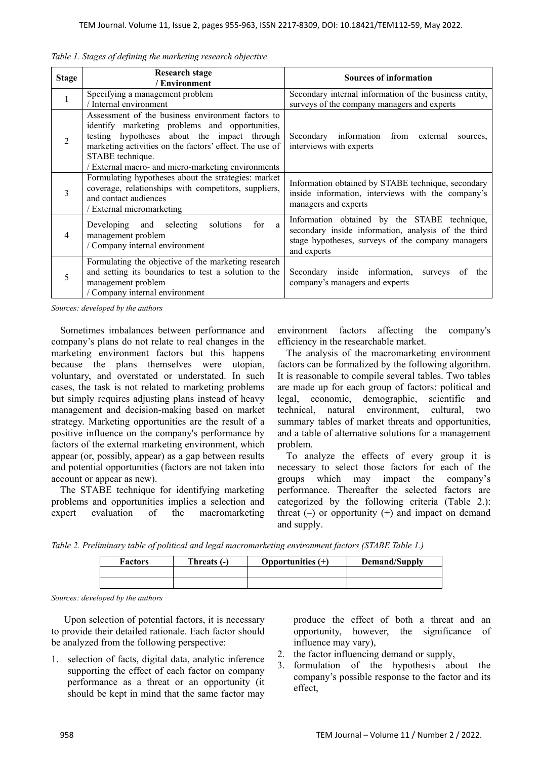*Table 1. Stages of defining the marketing research objective*

| Stage | Research stage / Environment | Sources of information |
|---|---|---|
| 1 | Specifying a management problem / Internal environment | Secondary internal information of the business entity, surveys of the company managers and experts |
| 2 | Assessment of the business environment factors to identify marketing problems and opportunities, testing hypotheses about the impact through marketing activities on the factors' effect. The use of STABE technique. / External macro- and micro-marketing environments | Secondary information from external sources, interviews with experts |
| 3 | Formulating hypotheses about the strategies: market coverage, relationships with competitors, suppliers, and contact audiences / External micromarketing | Information obtained by STABE technique, secondary inside information, interviews with the company's managers and experts |
| 4 | Developing and selecting solutions for a management problem / Company internal environment | Information obtained by the STABE technique, secondary inside information, analysis of the third stage hypotheses, surveys of the company managers and experts |
| 5 | Formulating the objective of the marketing research and setting its boundaries to test a solution to the management problem / Company internal environment | Secondary inside information, surveys of the company's managers and experts |

*Sources: developed by the authors*

Sometimes imbalances between performance and company's plans do not relate to real changes in the marketing environment factors but this happens because the plans themselves were utopian, voluntary, and overstated or understated. In such cases, the task is not related to marketing problems but simply requires adjusting plans instead of heavy management and decision-making based on market strategy. Marketing opportunities are the result of a positive influence on the company's performance by factors of the external marketing environment, which appear (or, possibly, appear) as a gap between results and potential opportunities (factors are not taken into account or appear as new).

The STABE technique for identifying marketing problems and opportunities implies a selection and expert evaluation of the macromarketing environment factors affecting the company's efficiency in the researchable market.

The analysis of the macromarketing environment factors can be formalized by the following algorithm. It is reasonable to compile several tables. Two tables are made up for each group of factors: political and legal, economic, demographic, scientific and technical, natural environment, cultural, two summary tables of market threats and opportunities, and a table of alternative solutions for a management problem.

To analyze the effects of every group it is necessary to select those factors for each of the groups which may impact the company's performance. Thereafter the selected factors are categorized by the following criteria (Table 2.): threat (–) or opportunity (+) and impact on demand and supply.

*Table 2. Preliminary table of political and legal macromarketing environment factors (STABE Table 1.)*

| Factors | Threats (-) | Opportunities (+) | Demand/Supply |
|---|---|---|---|
| | | | |
| | | | |

*Sources: developed by the authors*

Upon selection of potential factors, it is necessary to provide their detailed rationale. Each factor should be analyzed from the following perspective:

1. selection of facts, digital data, analytic inference supporting the effect of each factor on company performance as a threat or an opportunity (it should be kept in mind that the same factor may produce the effect of both a threat and an opportunity, however, the significance of influence may vary),
2. the factor influencing demand or supply,
3. formulation of the hypothesis about the company's possible response to the factor and its effect,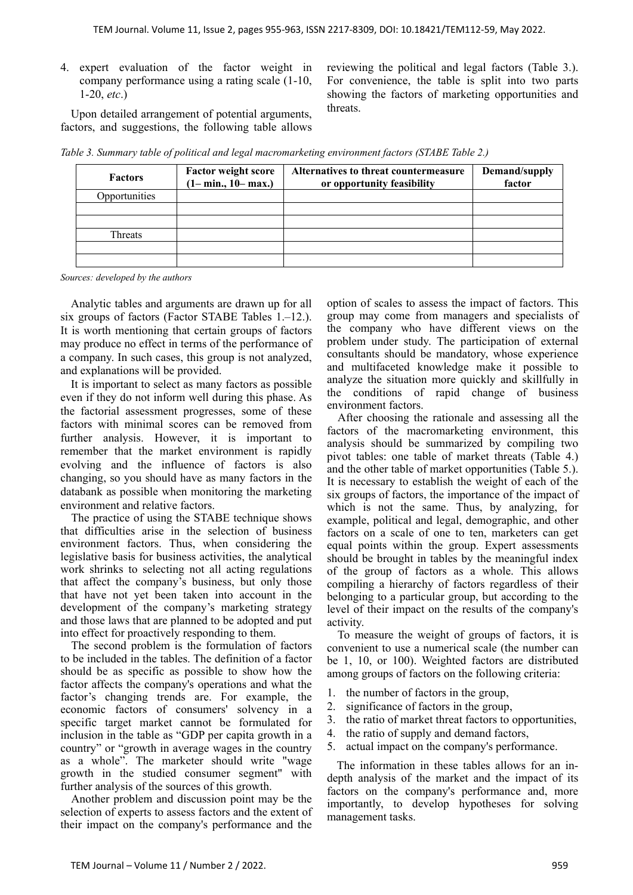4. expert evaluation of the factor weight in company performance using a rating scale (1-10, 1-20, *etc*.)

Upon detailed arrangement of potential arguments, factors, and suggestions, the following table allows reviewing the political and legal factors (Table 3.). For convenience, the table is split into two parts showing the factors of marketing opportunities and threats.

*Table 3. Summary table of political and legal macromarketing environment factors (STABE Table 2.)*

| Factors | Factor weight score (1– min., 10– max.) | Alternatives to threat countermeasure or opportunity feasibility | Demand/supply factor |
|---|---|---|---|
| Opportunities | | | |
| | | | |
| | | | |
| Threats | | | |
| | | | |
| | | | |

*Sources: developed by the authors*

Analytic tables and arguments are drawn up for all six groups of factors (Factor STABE Tables 1.–12.). It is worth mentioning that certain groups of factors may produce no effect in terms of the performance of a company. In such cases, this group is not analyzed, and explanations will be provided.

It is important to select as many factors as possible even if they do not inform well during this phase. As the factorial assessment progresses, some of these factors with minimal scores can be removed from further analysis. However, it is important to remember that the market environment is rapidly evolving and the influence of factors is also changing, so you should have as many factors in the databank as possible when monitoring the marketing environment and relative factors.

The practice of using the STABE technique shows that difficulties arise in the selection of business environment factors. Thus, when considering the legislative basis for business activities, the analytical work shrinks to selecting not all acting regulations that affect the company's business, but only those that have not yet been taken into account in the development of the company's marketing strategy and those laws that are planned to be adopted and put into effect for proactively responding to them.

The second problem is the formulation of factors to be included in the tables. The definition of a factor should be as specific as possible to show how the factor affects the company's operations and what the factor's changing trends are. For example, the economic factors of consumers' solvency in a specific target market cannot be formulated for inclusion in the table as "GDP per capita growth in a country" or "growth in average wages in the country as a whole". The marketer should write "wage growth in the studied consumer segment" with further analysis of the sources of this growth.

Another problem and discussion point may be the selection of experts to assess factors and the extent of their impact on the company's performance and the option of scales to assess the impact of factors. This group may come from managers and specialists of the company who have different views on the problem under study. The participation of external consultants should be mandatory, whose experience and multifaceted knowledge make it possible to analyze the situation more quickly and skillfully in the conditions of rapid change of business environment factors.

After choosing the rationale and assessing all the factors of the macromarketing environment, this analysis should be summarized by compiling two pivot tables: one table of market threats (Table 4.) and the other table of market opportunities (Table 5.). It is necessary to establish the weight of each of the six groups of factors, the importance of the impact of which is not the same. Thus, by analyzing, for example, political and legal, demographic, and other factors on a scale of one to ten, marketers can get equal points within the group. Expert assessments should be brought in tables by the meaningful index of the group of factors as a whole. This allows compiling a hierarchy of factors regardless of their belonging to a particular group, but according to the level of their impact on the results of the company's activity.

To measure the weight of groups of factors, it is convenient to use a numerical scale (the number can be 1, 10, or 100). Weighted factors are distributed among groups of factors on the following criteria:

1. the number of factors in the group,
2. significance of factors in the group,
3. the ratio of market threat factors to opportunities,
4. the ratio of supply and demand factors,
5. actual impact on the company's performance.

The information in these tables allows for an in-depth analysis of the market and the impact of its factors on the company's performance and, more importantly, to develop hypotheses for solving management tasks.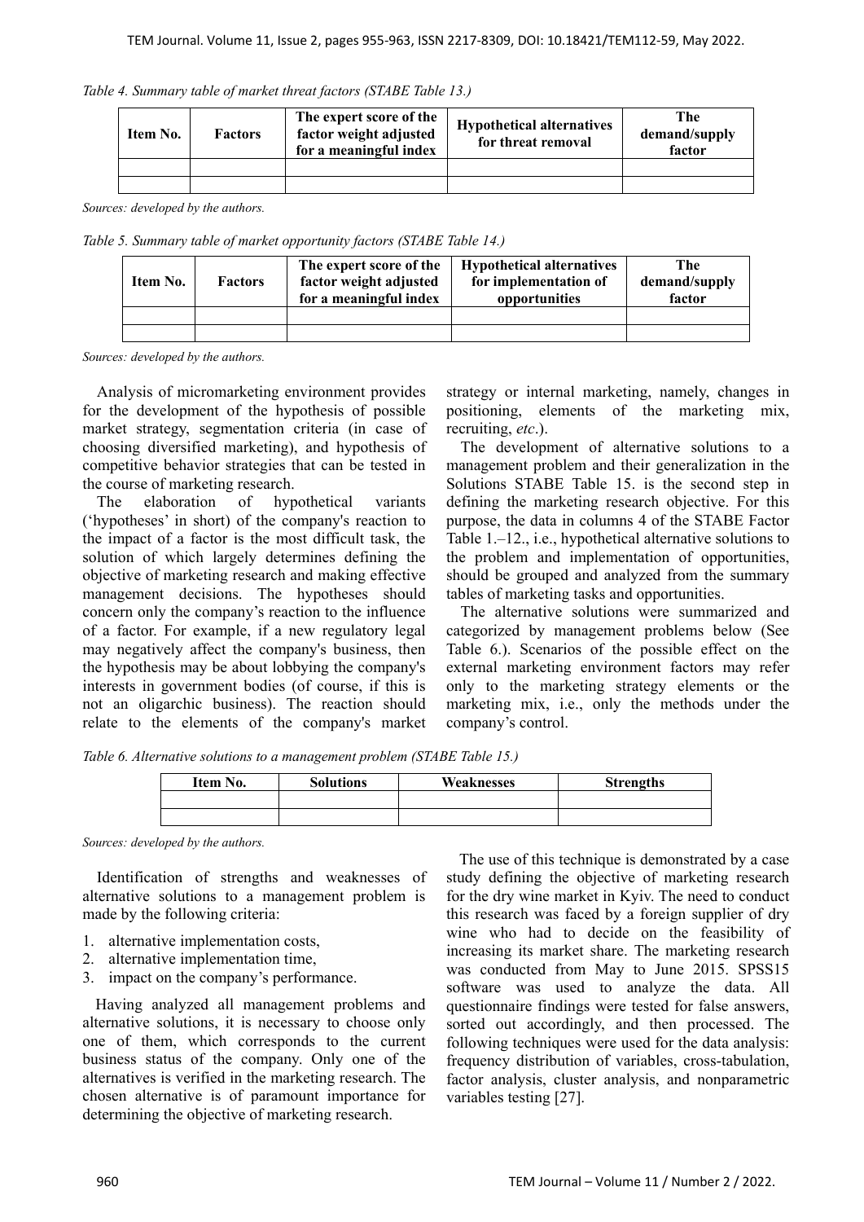*Table 4. Summary table of market threat factors (STABE Table 13.)*

| Item No. | Factors | The expert score of the factor weight adjusted for a meaningful index | Hypothetical alternatives for threat removal | The demand/supply factor |
|---|---|---|---|---|
| | | | | |
| | | | | |

*Sources: developed by the authors.*

*Table 5. Summary table of market opportunity factors (STABE Table 14.)*

| Item No. | Factors | The expert score of the factor weight adjusted for a meaningful index | Hypothetical alternatives for implementation of opportunities | The demand/supply factor |
|---|---|---|---|---|
| | | | | |
| | | | | |

*Sources: developed by the authors.*

Analysis of micromarketing environment provides for the development of the hypothesis of possible market strategy, segmentation criteria (in case of choosing diversified marketing), and hypothesis of competitive behavior strategies that can be tested in the course of marketing research.

The elaboration of hypothetical variants ('hypotheses' in short) of the company's reaction to the impact of a factor is the most difficult task, the solution of which largely determines defining the objective of marketing research and making effective management decisions. The hypotheses should concern only the company's reaction to the influence of a factor. For example, if a new regulatory legal may negatively affect the company's business, then the hypothesis may be about lobbying the company's interests in government bodies (of course, if this is not an oligarchic business). The reaction should relate to the elements of the company's market strategy or internal marketing, namely, changes in positioning, elements of the marketing mix, recruiting, *etc*.).

The development of alternative solutions to a management problem and their generalization in the Solutions STABE Table 15. is the second step in defining the marketing research objective. For this purpose, the data in columns 4 of the STABE Factor Table 1.–12., i.e., hypothetical alternative solutions to the problem and implementation of opportunities, should be grouped and analyzed from the summary tables of marketing tasks and opportunities.

The alternative solutions were summarized and categorized by management problems below (See Table 6.). Scenarios of the possible effect on the external marketing environment factors may refer only to the marketing strategy elements or the marketing mix, i.e., only the methods under the company's control.

*Table 6. Alternative solutions to a management problem (STABE Table 15.)*

| Item No. | Solutions | Weaknesses | Strengths |
|---|---|---|---|
| | | | |
| | | | |

*Sources: developed by the authors.*

Identification of strengths and weaknesses of alternative solutions to a management problem is made by the following criteria:

1. alternative implementation costs,
2. alternative implementation time,
3. impact on the company's performance.

Having analyzed all management problems and alternative solutions, it is necessary to choose only one of them, which corresponds to the current business status of the company. Only one of the alternatives is verified in the marketing research. The chosen alternative is of paramount importance for determining the objective of marketing research.

The use of this technique is demonstrated by a case study defining the objective of marketing research for the dry wine market in Kyiv. The need to conduct this research was faced by a foreign supplier of dry wine who had to decide on the feasibility of increasing its market share. The marketing research was conducted from May to June 2015. SPSS15 software was used to analyze the data. All questionnaire findings were tested for false answers, sorted out accordingly, and then processed. The following techniques were used for the data analysis: frequency distribution of variables, cross-tabulation, factor analysis, cluster analysis, and nonparametric variables testing [27].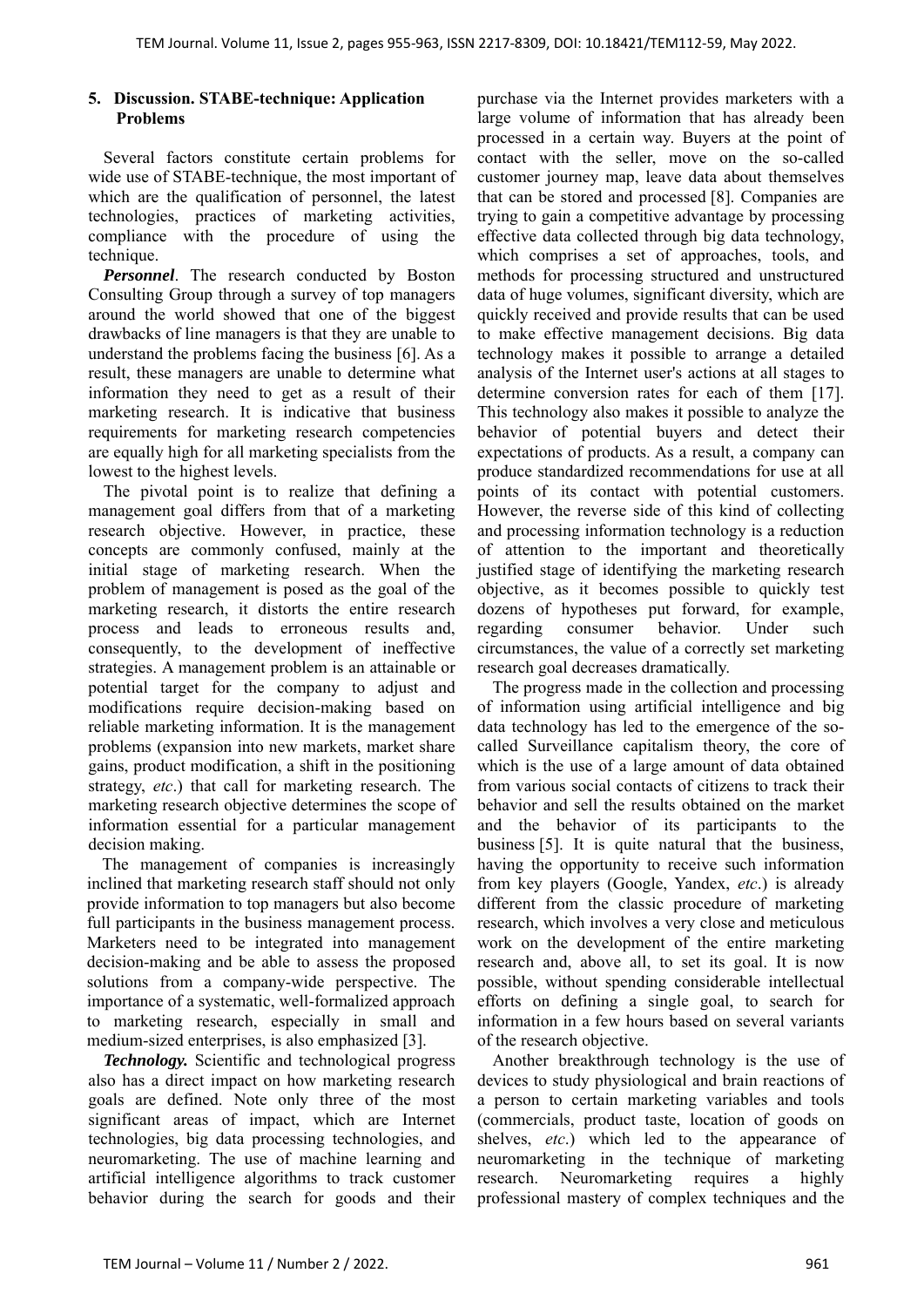## 5. Discussion. STABE-technique: Application Problems

Several factors constitute certain problems for wide use of STABE-technique, the most important of which are the qualification of personnel, the latest technologies, practices of marketing activities, compliance with the procedure of using the technique.

***Personnel***. The research conducted by Boston Consulting Group through a survey of top managers around the world showed that one of the biggest drawbacks of line managers is that they are unable to understand the problems facing the business [6]. As a result, these managers are unable to determine what information they need to get as a result of their marketing research. It is indicative that business requirements for marketing research competencies are equally high for all marketing specialists from the lowest to the highest levels.

The pivotal point is to realize that defining a management goal differs from that of a marketing research objective. However, in practice, these concepts are commonly confused, mainly at the initial stage of marketing research. When the problem of management is posed as the goal of the marketing research, it distorts the entire research process and leads to erroneous results and, consequently, to the development of ineffective strategies. A management problem is an attainable or potential target for the company to adjust and modifications require decision-making based on reliable marketing information. It is the management problems (expansion into new markets, market share gains, product modification, a shift in the positioning strategy, *etc*.) that call for marketing research. The marketing research objective determines the scope of information essential for a particular management decision making.

The management of companies is increasingly inclined that marketing research staff should not only provide information to top managers but also become full participants in the business management process. Marketers need to be integrated into management decision-making and be able to assess the proposed solutions from a company-wide perspective. The importance of a systematic, well-formalized approach to marketing research, especially in small and medium-sized enterprises, is also emphasized [3].

***Technology.*** Scientific and technological progress also has a direct impact on how marketing research goals are defined. Note only three of the most significant areas of impact, which are Internet technologies, big data processing technologies, and neuromarketing. The use of machine learning and artificial intelligence algorithms to track customer behavior during the search for goods and their purchase via the Internet provides marketers with a large volume of information that has already been processed in a certain way. Buyers at the point of contact with the seller, move on the so-called customer journey map, leave data about themselves that can be stored and processed [8]. Companies are trying to gain a competitive advantage by processing effective data collected through big data technology, which comprises a set of approaches, tools, and methods for processing structured and unstructured data of huge volumes, significant diversity, which are quickly received and provide results that can be used to make effective management decisions. Big data technology makes it possible to arrange a detailed analysis of the Internet user's actions at all stages to determine conversion rates for each of them [17]. This technology also makes it possible to analyze the behavior of potential buyers and detect their expectations of products. As a result, a company can produce standardized recommendations for use at all points of its contact with potential customers. However, the reverse side of this kind of collecting and processing information technology is a reduction of attention to the important and theoretically justified stage of identifying the marketing research objective, as it becomes possible to quickly test dozens of hypotheses put forward, for example, regarding consumer behavior. Under such circumstances, the value of a correctly set marketing research goal decreases dramatically.

The progress made in the collection and processing of information using artificial intelligence and big data technology has led to the emergence of the so-called Surveillance capitalism theory, the core of which is the use of a large amount of data obtained from various social contacts of citizens to track their behavior and sell the results obtained on the market and the behavior of its participants to the business [5]. It is quite natural that the business, having the opportunity to receive such information from key players (Google, Yandex, *etc*.) is already different from the classic procedure of marketing research, which involves a very close and meticulous work on the development of the entire marketing research and, above all, to set its goal. It is now possible, without spending considerable intellectual efforts on defining a single goal, to search for information in a few hours based on several variants of the research objective.

Another breakthrough technology is the use of devices to study physiological and brain reactions of a person to certain marketing variables and tools (commercials, product taste, location of goods on shelves, *etc*.) which led to the appearance of neuromarketing in the technique of marketing research. Neuromarketing requires a highly professional mastery of complex techniques and the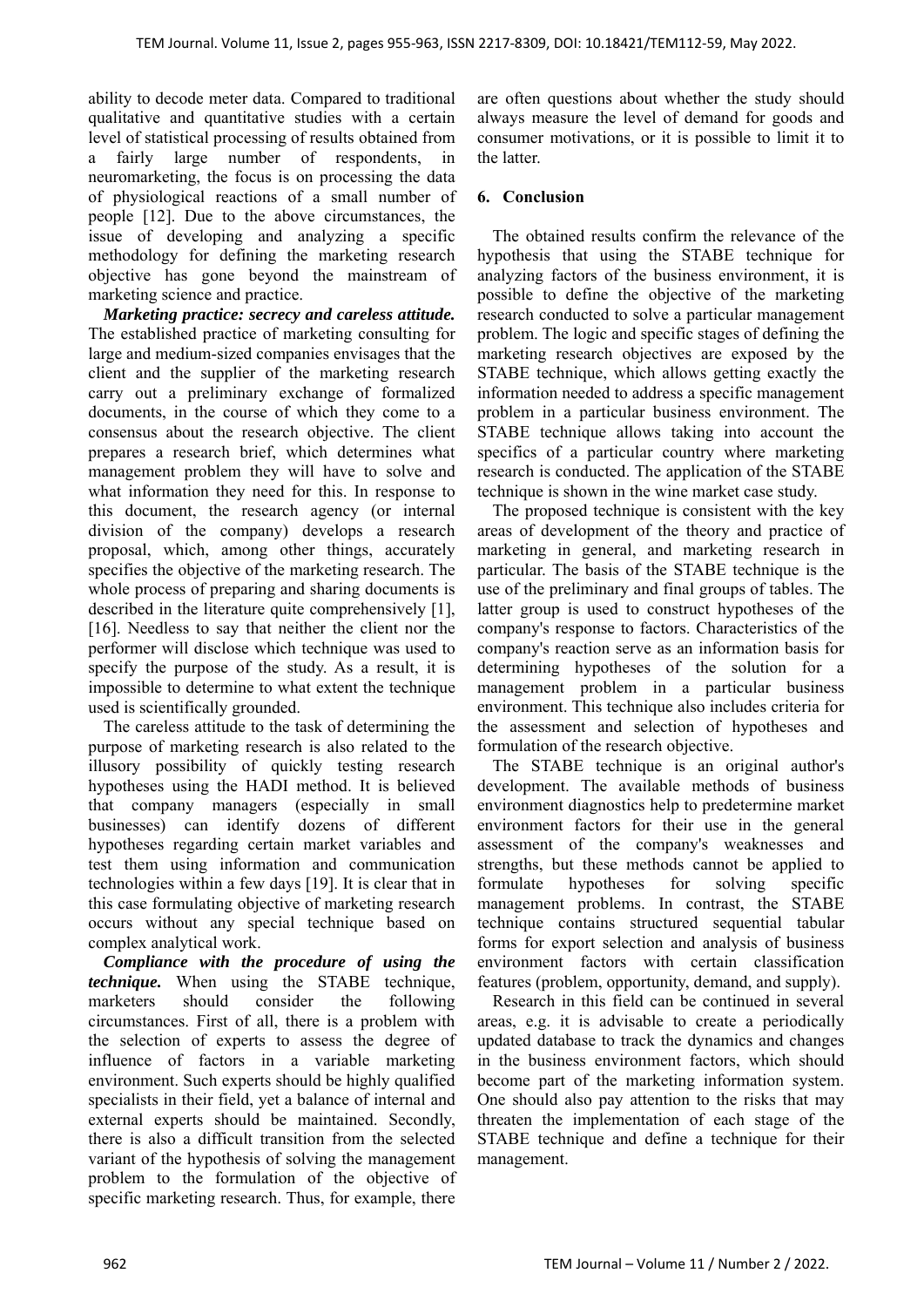ability to decode meter data. Compared to traditional qualitative and quantitative studies with a certain level of statistical processing of results obtained from a fairly large number of respondents, in neuromarketing, the focus is on processing the data of physiological reactions of a small number of people [12]. Due to the above circumstances, the issue of developing and analyzing a specific methodology for defining the marketing research objective has gone beyond the mainstream of marketing science and practice.

***Marketing practice: secrecy and careless attitude.*** The established practice of marketing consulting for large and medium-sized companies envisages that the client and the supplier of the marketing research carry out a preliminary exchange of formalized documents, in the course of which they come to a consensus about the research objective. The client prepares a research brief, which determines what management problem they will have to solve and what information they need for this. In response to this document, the research agency (or internal division of the company) develops a research proposal, which, among other things, accurately specifies the objective of the marketing research. The whole process of preparing and sharing documents is described in the literature quite comprehensively [1], [16]. Needless to say that neither the client nor the performer will disclose which technique was used to specify the purpose of the study. As a result, it is impossible to determine to what extent the technique used is scientifically grounded.

The careless attitude to the task of determining the purpose of marketing research is also related to the illusory possibility of quickly testing research hypotheses using the HADI method. It is believed that company managers (especially in small businesses) can identify dozens of different hypotheses regarding certain market variables and test them using information and communication technologies within a few days [19]. It is clear that in this case formulating objective of marketing research occurs without any special technique based on complex analytical work.

***Compliance with the procedure of using the technique.*** When using the STABE technique, marketers should consider the following circumstances. First of all, there is a problem with the selection of experts to assess the degree of influence of factors in a variable marketing environment. Such experts should be highly qualified specialists in their field, yet a balance of internal and external experts should be maintained. Secondly, there is also a difficult transition from the selected variant of the hypothesis of solving the management problem to the formulation of the objective of specific marketing research. Thus, for example, there are often questions about whether the study should always measure the level of demand for goods and consumer motivations, or it is possible to limit it to the latter.

## 6. Conclusion

The obtained results confirm the relevance of the hypothesis that using the STABE technique for analyzing factors of the business environment, it is possible to define the objective of the marketing research conducted to solve a particular management problem. The logic and specific stages of defining the marketing research objectives are exposed by the STABE technique, which allows getting exactly the information needed to address a specific management problem in a particular business environment. The STABE technique allows taking into account the specifics of a particular country where marketing research is conducted. The application of the STABE technique is shown in the wine market case study.

The proposed technique is consistent with the key areas of development of the theory and practice of marketing in general, and marketing research in particular. The basis of the STABE technique is the use of the preliminary and final groups of tables. The latter group is used to construct hypotheses of the company's response to factors. Characteristics of the company's reaction serve as an information basis for determining hypotheses of the solution for a management problem in a particular business environment. This technique also includes criteria for the assessment and selection of hypotheses and formulation of the research objective.

The STABE technique is an original author's development. The available methods of business environment diagnostics help to predetermine market environment factors for their use in the general assessment of the company's weaknesses and strengths, but these methods cannot be applied to formulate hypotheses for solving specific management problems. In contrast, the STABE technique contains structured sequential tabular forms for export selection and analysis of business environment factors with certain classification features (problem, opportunity, demand, and supply).

Research in this field can be continued in several areas, e.g. it is advisable to create a periodically updated database to track the dynamics and changes in the business environment factors, which should become part of the marketing information system. One should also pay attention to the risks that may threaten the implementation of each stage of the STABE technique and define a technique for their management.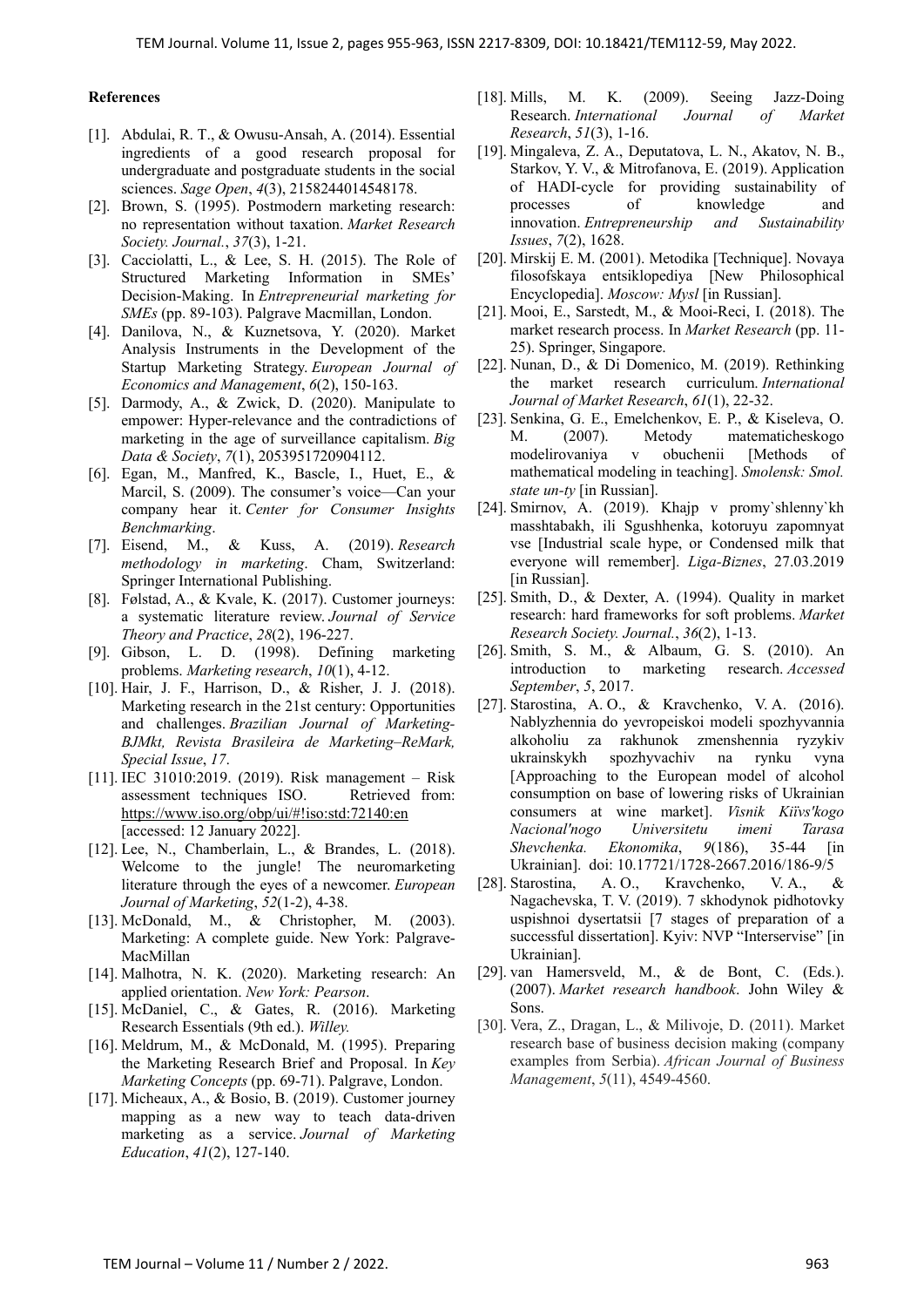## References

[1]. Abdulai, R. T., & Owusu-Ansah, A. (2014). Essential ingredients of a good research proposal for undergraduate and postgraduate students in the social sciences. *Sage Open*, *4*(3), 2158244014548178.

[2]. Brown, S. (1995). Postmodern marketing research: no representation without taxation. *Market Research Society. Journal.*, *37*(3), 1-21.

[3]. Cacciolatti, L., & Lee, S. H. (2015). The Role of Structured Marketing Information in SMEs' Decision-Making. In *Entrepreneurial marketing for SMEs* (pp. 89-103). Palgrave Macmillan, London.

[4]. Danilova, N., & Kuznetsova, Y. (2020). Market Analysis Instruments in the Development of the Startup Marketing Strategy. *European Journal of Economics and Management*, *6*(2), 150-163.

[5]. Darmody, A., & Zwick, D. (2020). Manipulate to empower: Hyper-relevance and the contradictions of marketing in the age of surveillance capitalism. *Big Data & Society*, *7*(1), 2053951720904112.

[6]. Egan, M., Manfred, K., Bascle, I., Huet, E., & Marcil, S. (2009). The consumer's voice—Can your company hear it. *Center for Consumer Insights Benchmarking*.

[7]. Eisend, M., & Kuss, A. (2019). *Research methodology in marketing*. Cham, Switzerland: Springer International Publishing.

[8]. Følstad, A., & Kvale, K. (2017). Customer journeys: a systematic literature review. *Journal of Service Theory and Practice*, *28*(2), 196-227.

[9]. Gibson, L. D. (1998). Defining marketing problems. *Marketing research*, *10*(1), 4-12.

[10]. Hair, J. F., Harrison, D., & Risher, J. J. (2018). Marketing research in the 21st century: Opportunities and challenges. *Brazilian Journal of Marketing-BJMkt, Revista Brasileira de Marketing–ReMark, Special Issue*, *17*.

[11]. IEC 31010:2019. (2019). Risk management – Risk assessment techniques ISO. Retrieved from: https://www.iso.org/obp/ui/#!iso:std:72140:en [accessed: 12 January 2022].

[12]. Lee, N., Chamberlain, L., & Brandes, L. (2018). Welcome to the jungle! The neuromarketing literature through the eyes of a newcomer. *European Journal of Marketing*, *52*(1-2), 4-38.

[13]. McDonald, M., & Christopher, M. (2003). Marketing: A complete guide. New York: Palgrave-MacMillan

[14]. Malhotra, N. K. (2020). Marketing research: An applied orientation. *New York: Pearson*.

[15]. McDaniel, C., & Gates, R. (2016). Marketing Research Essentials (9th ed.). *Willey.*

[16]. Meldrum, M., & McDonald, M. (1995). Preparing the Marketing Research Brief and Proposal. In *Key Marketing Concepts* (pp. 69-71). Palgrave, London.

[17]. Micheaux, A., & Bosio, B. (2019). Customer journey mapping as a new way to teach data-driven marketing as a service. *Journal of Marketing Education*, *41*(2), 127-140.

[18]. Mills, M. K. (2009). Seeing Jazz-Doing Research. *International Journal of Market Research*, *51*(3), 1-16.

[19]. Mingaleva, Z. A., Deputatova, L. N., Akatov, N. B., Starkov, Y. V., & Mitrofanova, E. (2019). Application of HADI-cycle for providing sustainability of processes of knowledge and innovation. *Entrepreneurship and Sustainability Issues*, *7*(2), 1628.

[20]. Mirskij E. M. (2001). Metodika [Technique]. Novaya filosofskaya entsiklopediya [New Philosophical Encyclopedia]. *Moscow: Mysl* [in Russian].

[21]. Mooi, E., Sarstedt, M., & Mooi-Reci, I. (2018). The market research process. In *Market Research* (pp. 11-25). Springer, Singapore.

[22]. Nunan, D., & Di Domenico, M. (2019). Rethinking the market research curriculum. *International Journal of Market Research*, *61*(1), 22-32.

[23]. Senkina, G. E., Emelchenkov, E. P., & Kiseleva, O. M. (2007). Metody matematicheskogo modelirovaniya v obuchenii [Methods of mathematical modeling in teaching]. *Smolensk: Smol. state un-ty* [in Russian].

[24]. Smirnov, A. (2019). Khajp v promy`shlenny`kh masshtabakh, ili Sgushhenka, kotoruyu zapomnyat vse [Industrial scale hype, or Condensed milk that everyone will remember]. *Liga-Biznes*, 27.03.2019 [in Russian].

[25]. Smith, D., & Dexter, A. (1994). Quality in market research: hard frameworks for soft problems. *Market Research Society. Journal.*, *36*(2), 1-13.

[26]. Smith, S. M., & Albaum, G. S. (2010). An introduction to marketing research. *Accessed September*, *5*, 2017.

[27]. Starostina, A. O., & Kravchenko, V. A. (2016). Nablyzhennia do yevropeiskoi modeli spozhyvannia alkoholiu za rakhunok zmenshennia ryzykiv ukrainskykh spozhyvachiv na rynku vyna [Approaching to the European model of alcohol consumption on base of lowering risks of Ukrainian consumers at wine market]. *Visnik Kiïvs'kogo Nacional'nogo Universitetu imeni Tarasa Shevchenka. Ekonomika*, *9*(186), 35-44 [in Ukrainian]. doi: 10.17721/1728-2667.2016/186-9/5

[28]. Starostina, A. O., Kravchenko, V. A., & Nagachevska, T. V. (2019). 7 skhodynok pidhotovky uspishnoi dysertatsii [7 stages of preparation of a successful dissertation]. Kyiv: NVP "Interservise" [in Ukrainian].

[29]. van Hamersveld, M., & de Bont, C. (Eds.). (2007). *Market research handbook*. John Wiley & Sons.

[30]. Vera, Z., Dragan, L., & Milivoje, D. (2011). Market research base of business decision making (company examples from Serbia). *African Journal of Business Management*, *5*(11), 4549-4560.